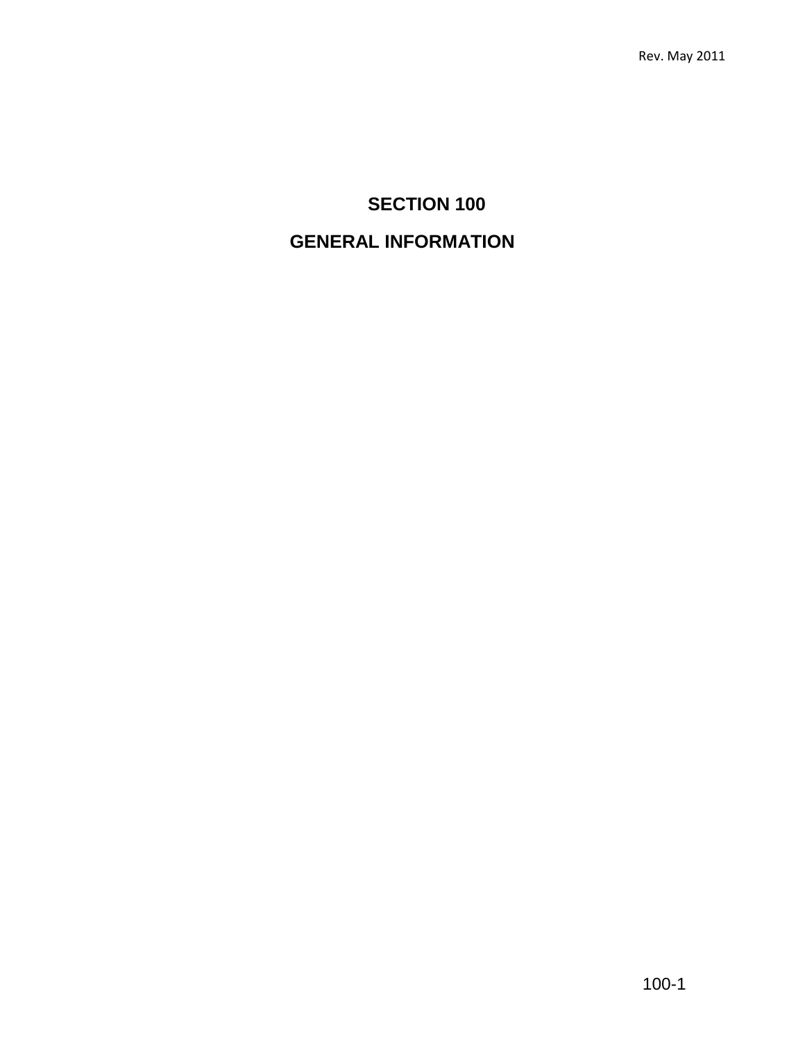# SECTION 100

## GENERAL INFORMATION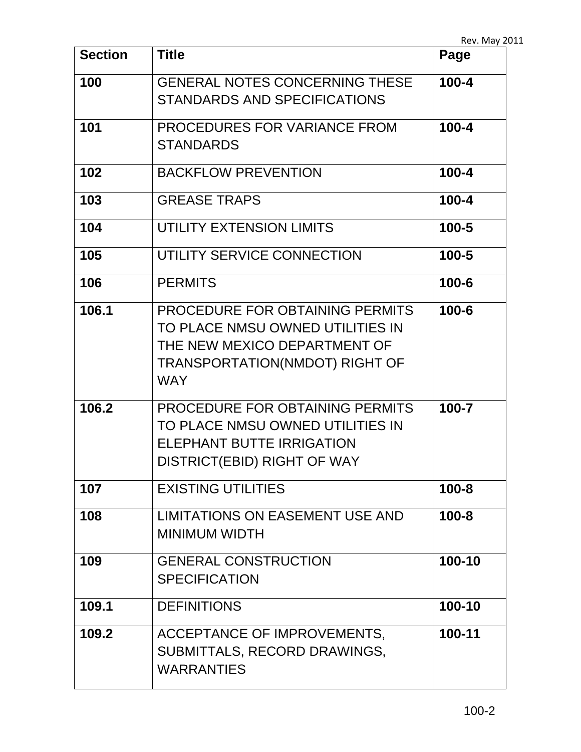| Section | Title | Page |
|---|---|---|
| **100** | GENERAL NOTES CONCERNING THESE STANDARDS AND SPECIFICATIONS | **100-4** |
| **101** | PROCEDURES FOR VARIANCE FROM STANDARDS | **100-4** |
| **102** | BACKFLOW PREVENTION | **100-4** |
| **103** | GREASE TRAPS | **100-4** |
| **104** | UTILITY EXTENSION LIMITS | **100-5** |
| **105** | UTILITY SERVICE CONNECTION | **100-5** |
| **106** | PERMITS | **100-6** |
| **106.1** | PROCEDURE FOR OBTAINING PERMITS TO PLACE NMSU OWNED UTILITIES IN THE NEW MEXICO DEPARTMENT OF TRANSPORTATION(NMDOT) RIGHT OF WAY | **100-6** |
| **106.2** | PROCEDURE FOR OBTAINING PERMITS TO PLACE NMSU OWNED UTILITIES IN ELEPHANT BUTTE IRRIGATION DISTRICT(EBID) RIGHT OF WAY | **100-7** |
| **107** | EXISTING UTILITIES | **100-8** |
| **108** | LIMITATIONS ON EASEMENT USE AND MINIMUM WIDTH | **100-8** |
| **109** | GENERAL CONSTRUCTION SPECIFICATION | **100-10** |
| **109.1** | DEFINITIONS | **100-10** |
| **109.2** | ACCEPTANCE OF IMPROVEMENTS, SUBMITTALS, RECORD DRAWINGS, WARRANTIES | **100-11** |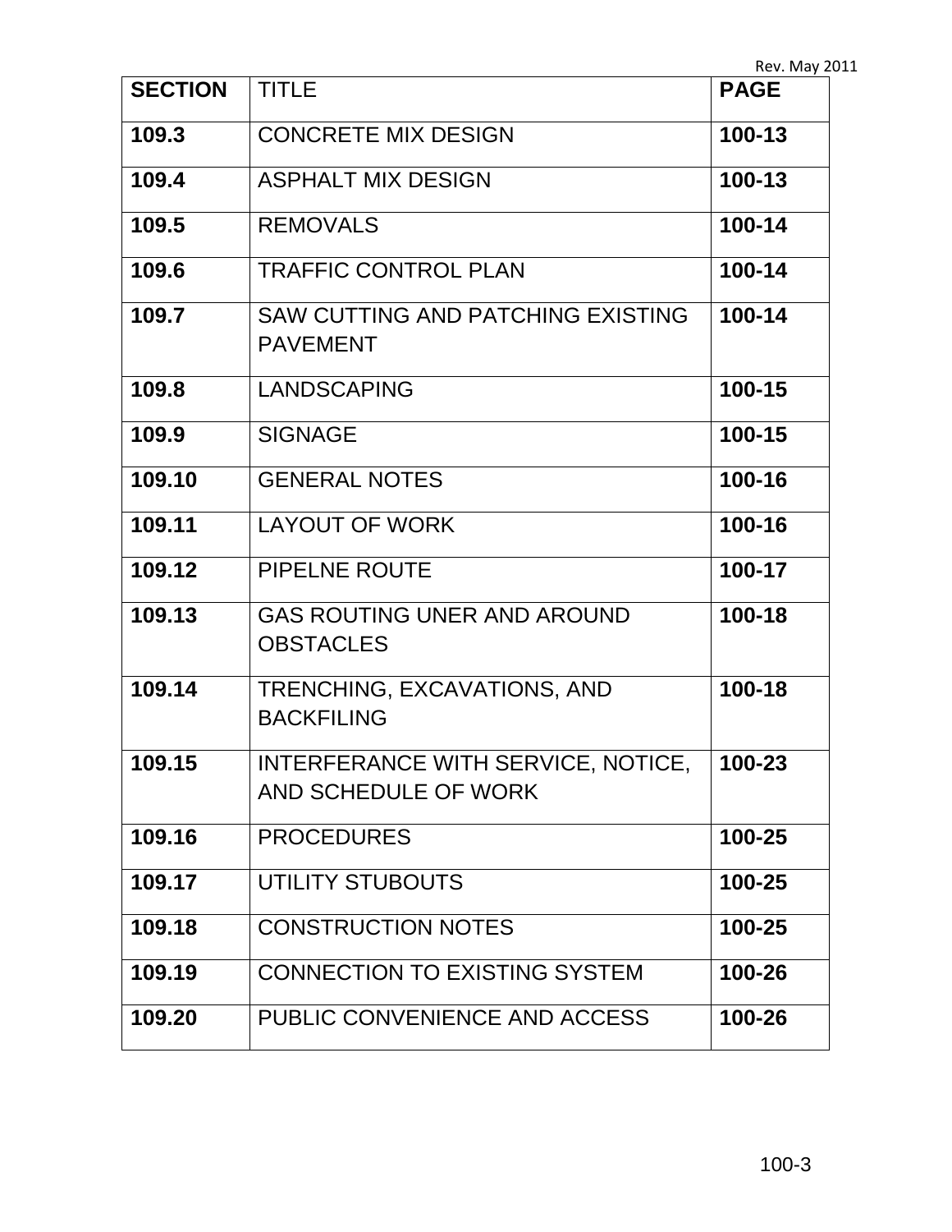| SECTION | TITLE | PAGE |
|---|---|---|
| 109.3 | CONCRETE MIX DESIGN | 100-13 |
| 109.4 | ASPHALT MIX DESIGN | 100-13 |
| 109.5 | REMOVALS | 100-14 |
| 109.6 | TRAFFIC CONTROL PLAN | 100-14 |
| 109.7 | SAW CUTTING AND PATCHING EXISTING PAVEMENT | 100-14 |
| 109.8 | LANDSCAPING | 100-15 |
| 109.9 | SIGNAGE | 100-15 |
| 109.10 | GENERAL NOTES | 100-16 |
| 109.11 | LAYOUT OF WORK | 100-16 |
| 109.12 | PIPELNE ROUTE | 100-17 |
| 109.13 | GAS ROUTING UNER AND AROUND OBSTACLES | 100-18 |
| 109.14 | TRENCHING, EXCAVATIONS, AND BACKFILING | 100-18 |
| 109.15 | INTERFERANCE WITH SERVICE, NOTICE, AND SCHEDULE OF WORK | 100-23 |
| 109.16 | PROCEDURES | 100-25 |
| 109.17 | UTILITY STUBOUTS | 100-25 |
| 109.18 | CONSTRUCTION NOTES | 100-25 |
| 109.19 | CONNECTION TO EXISTING SYSTEM | 100-26 |
| 109.20 | PUBLIC CONVENIENCE AND ACCESS | 100-26 |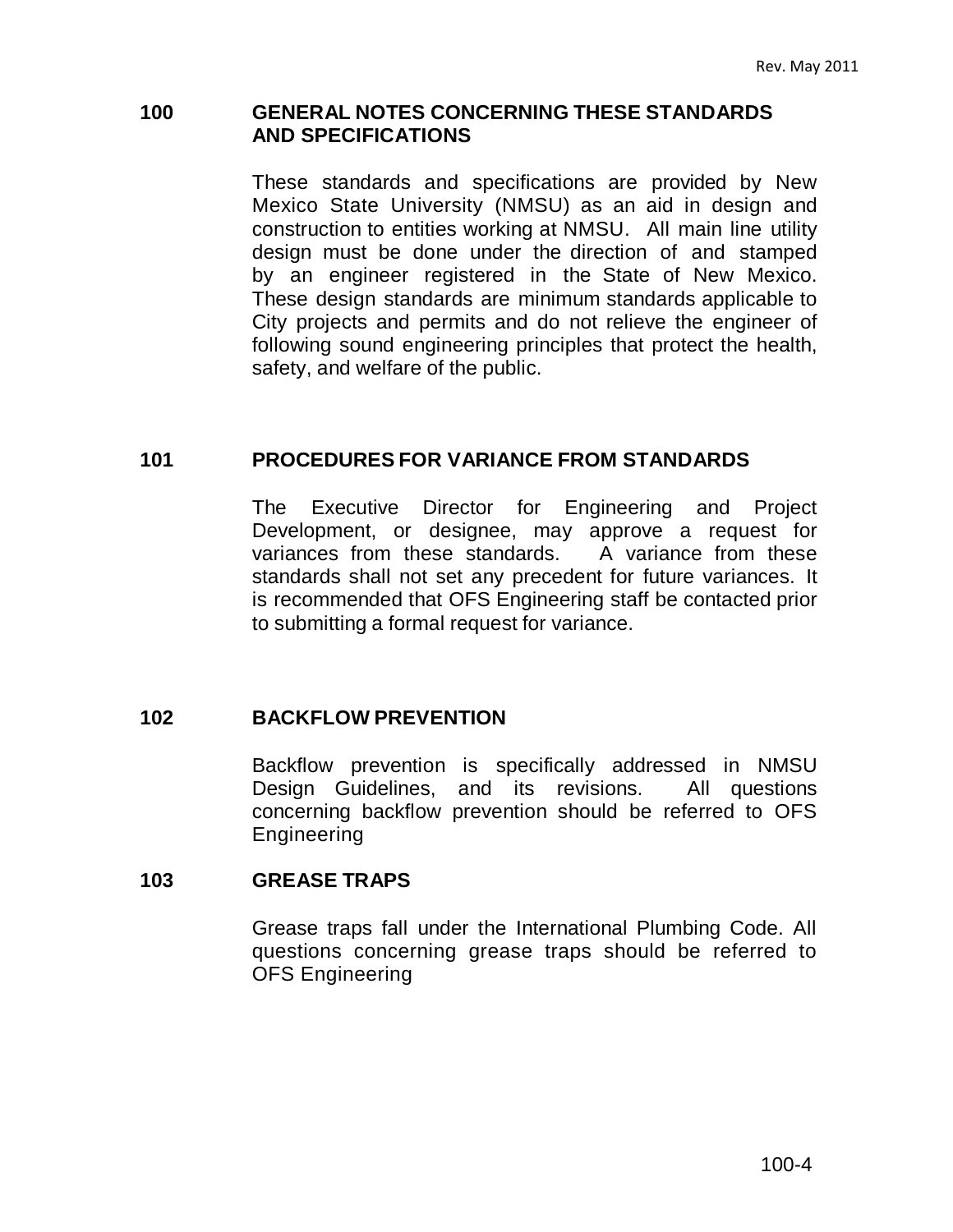## 100 GENERAL NOTES CONCERNING THESE STANDARDS AND SPECIFICATIONS

These standards and specifications are provided by New Mexico State University (NMSU) as an aid in design and construction to entities working at NMSU. All main line utility design must be done under the direction of and stamped by an engineer registered in the State of New Mexico. These design standards are minimum standards applicable to City projects and permits and do not relieve the engineer of following sound engineering principles that protect the health, safety, and welfare of the public.

## 101 PROCEDURES FOR VARIANCE FROM STANDARDS

The Executive Director for Engineering and Project Development, or designee, may approve a request for variances from these standards. A variance from these standards shall not set any precedent for future variances. It is recommended that OFS Engineering staff be contacted prior to submitting a formal request for variance.

## 102 BACKFLOW PREVENTION

Backflow prevention is specifically addressed in NMSU Design Guidelines, and its revisions. All questions concerning backflow prevention should be referred to OFS Engineering

## 103 GREASE TRAPS

Grease traps fall under the International Plumbing Code. All questions concerning grease traps should be referred to OFS Engineering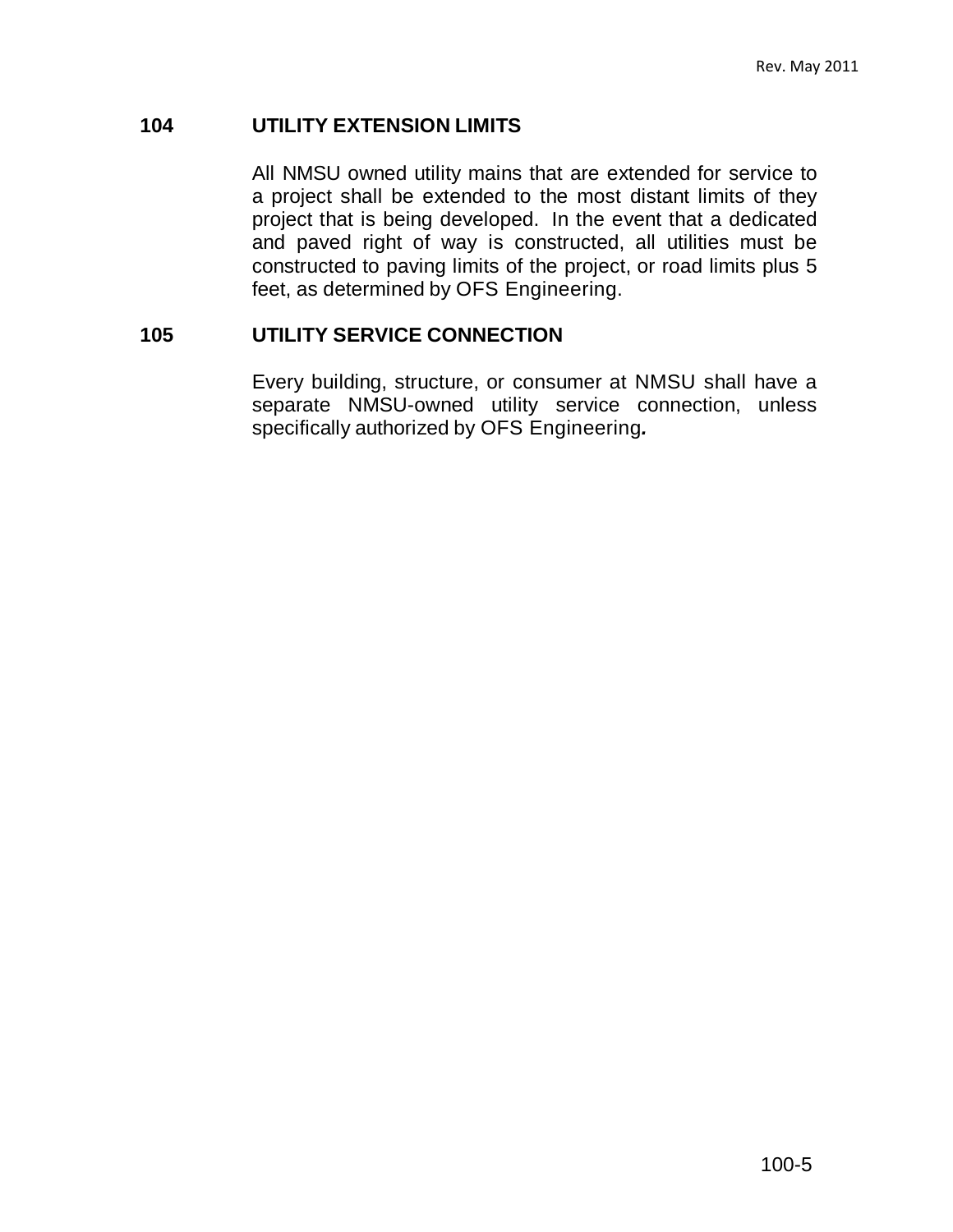## 104 UTILITY EXTENSION LIMITS

All NMSU owned utility mains that are extended for service to a project shall be extended to the most distant limits of they project that is being developed. In the event that a dedicated and paved right of way is constructed, all utilities must be constructed to paving limits of the project, or road limits plus 5 feet, as determined by OFS Engineering.

## 105 UTILITY SERVICE CONNECTION

Every building, structure, or consumer at NMSU shall have a separate NMSU-owned utility service connection, unless specifically authorized by OFS Engineering.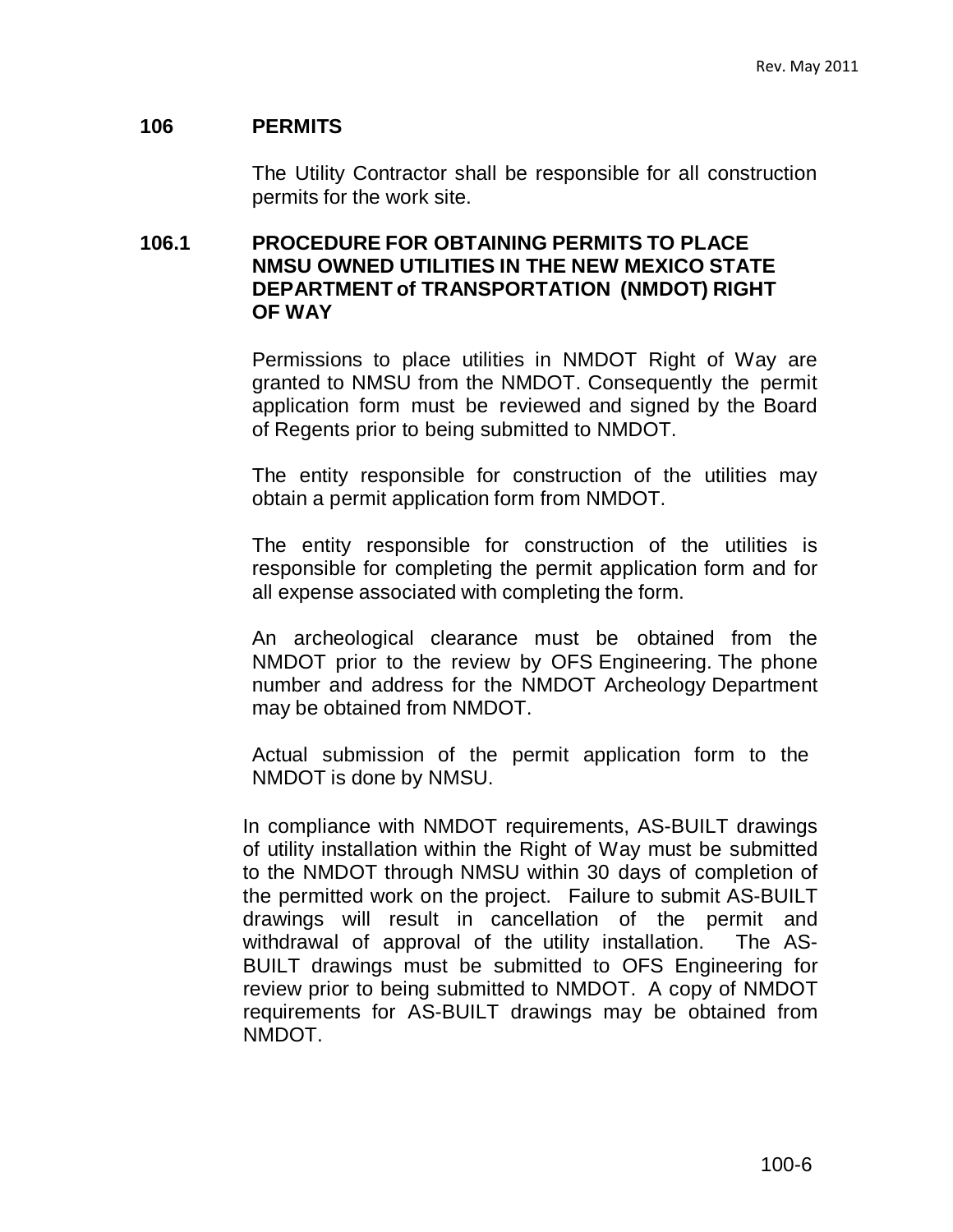## 106 PERMITS

The Utility Contractor shall be responsible for all construction permits for the work site.

### 106.1 PROCEDURE FOR OBTAINING PERMITS TO PLACE NMSU OWNED UTILITIES IN THE NEW MEXICO STATE DEPARTMENT of TRANSPORTATION (NMDOT) RIGHT OF WAY

Permissions to place utilities in NMDOT Right of Way are granted to NMSU from the NMDOT. Consequently the permit application form must be reviewed and signed by the Board of Regents prior to being submitted to NMDOT.

The entity responsible for construction of the utilities may obtain a permit application form from NMDOT.

The entity responsible for construction of the utilities is responsible for completing the permit application form and for all expense associated with completing the form.

An archeological clearance must be obtained from the NMDOT prior to the review by OFS Engineering. The phone number and address for the NMDOT Archeology Department may be obtained from NMDOT.

Actual submission of the permit application form to the NMDOT is done by NMSU.

In compliance with NMDOT requirements, AS-BUILT drawings of utility installation within the Right of Way must be submitted to the NMDOT through NMSU within 30 days of completion of the permitted work on the project. Failure to submit AS-BUILT drawings will result in cancellation of the permit and withdrawal of approval of the utility installation. The AS-BUILT drawings must be submitted to OFS Engineering for review prior to being submitted to NMDOT. A copy of NMDOT requirements for AS-BUILT drawings may be obtained from NMDOT.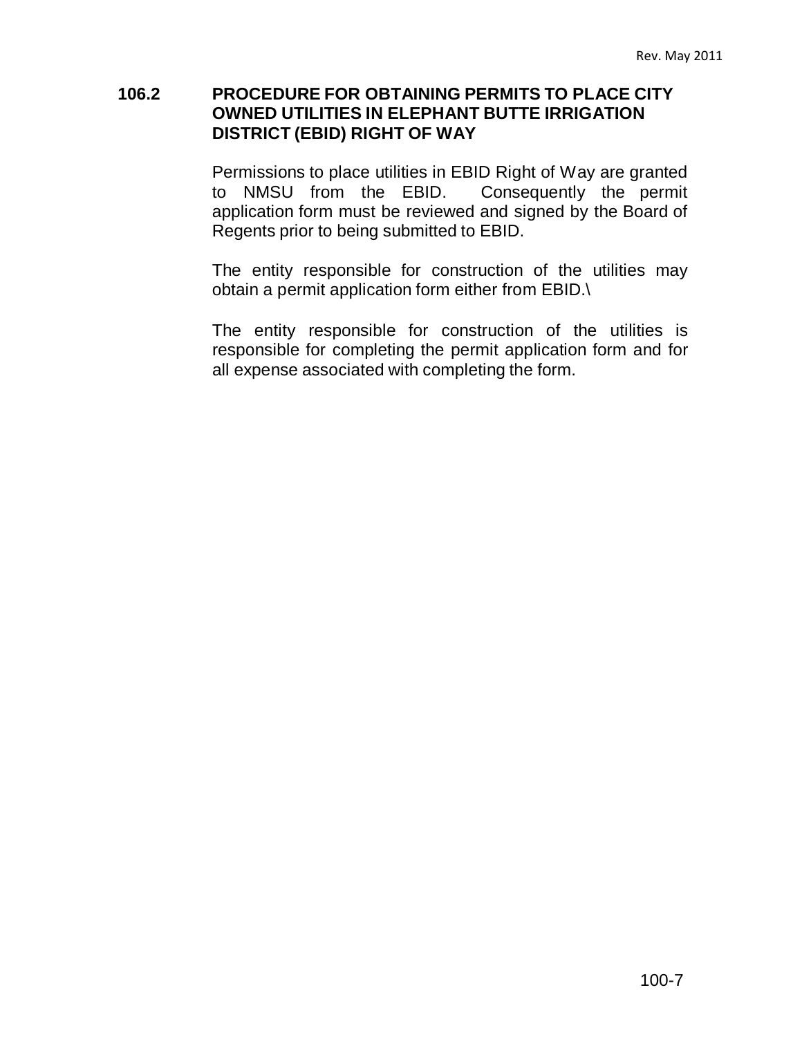## 106.2 PROCEDURE FOR OBTAINING PERMITS TO PLACE CITY OWNED UTILITIES IN ELEPHANT BUTTE IRRIGATION DISTRICT (EBID) RIGHT OF WAY

Permissions to place utilities in EBID Right of Way are granted to NMSU from the EBID. Consequently the permit application form must be reviewed and signed by the Board of Regents prior to being submitted to EBID.

The entity responsible for construction of the utilities may obtain a permit application form either from EBID.\

The entity responsible for construction of the utilities is responsible for completing the permit application form and for all expense associated with completing the form.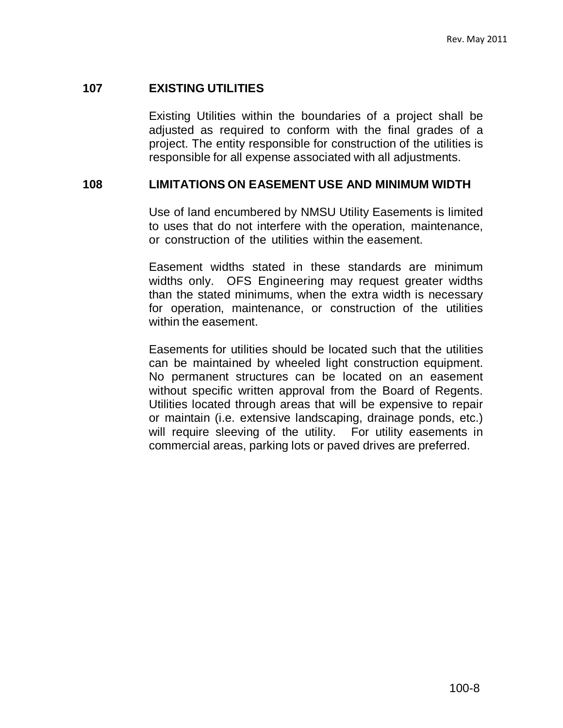## 107 EXISTING UTILITIES

Existing Utilities within the boundaries of a project shall be adjusted as required to conform with the final grades of a project. The entity responsible for construction of the utilities is responsible for all expense associated with all adjustments.

## 108 LIMITATIONS ON EASEMENT USE AND MINIMUM WIDTH

Use of land encumbered by NMSU Utility Easements is limited to uses that do not interfere with the operation, maintenance, or construction of the utilities within the easement.

Easement widths stated in these standards are minimum widths only. OFS Engineering may request greater widths than the stated minimums, when the extra width is necessary for operation, maintenance, or construction of the utilities within the easement.

Easements for utilities should be located such that the utilities can be maintained by wheeled light construction equipment. No permanent structures can be located on an easement without specific written approval from the Board of Regents. Utilities located through areas that will be expensive to repair or maintain (i.e. extensive landscaping, drainage ponds, etc.) will require sleeving of the utility. For utility easements in commercial areas, parking lots or paved drives are preferred.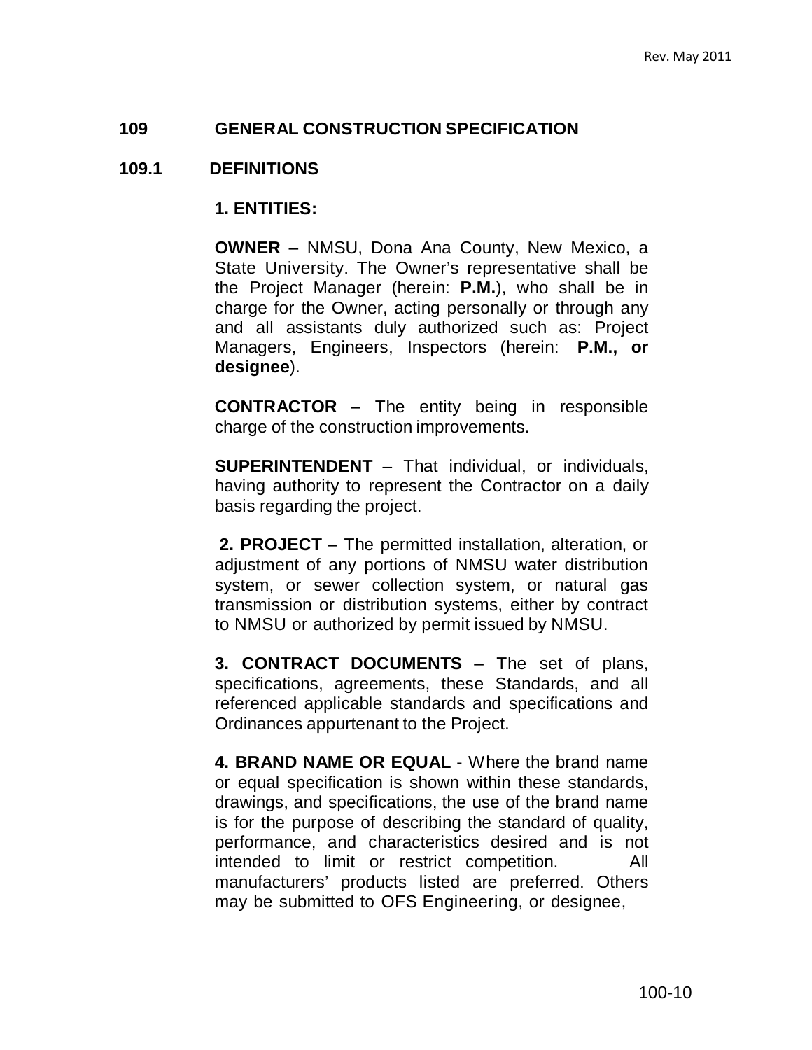## 109 GENERAL CONSTRUCTION SPECIFICATION

### 109.1 DEFINITIONS

**1. ENTITIES:**

**OWNER** – NMSU, Dona Ana County, New Mexico, a State University. The Owner's representative shall be the Project Manager (herein: **P.M.**), who shall be in charge for the Owner, acting personally or through any and all assistants duly authorized such as: Project Managers, Engineers, Inspectors (herein: **P.M., or designee**).

**CONTRACTOR** – The entity being in responsible charge of the construction improvements.

**SUPERINTENDENT** – That individual, or individuals, having authority to represent the Contractor on a daily basis regarding the project.

**2. PROJECT** – The permitted installation, alteration, or adjustment of any portions of NMSU water distribution system, or sewer collection system, or natural gas transmission or distribution systems, either by contract to NMSU or authorized by permit issued by NMSU.

**3. CONTRACT DOCUMENTS** – The set of plans, specifications, agreements, these Standards, and all referenced applicable standards and specifications and Ordinances appurtenant to the Project.

**4. BRAND NAME OR EQUAL** - Where the brand name or equal specification is shown within these standards, drawings, and specifications, the use of the brand name is for the purpose of describing the standard of quality, performance, and characteristics desired and is not intended to limit or restrict competition. All manufacturers' products listed are preferred. Others may be submitted to OFS Engineering, or designee,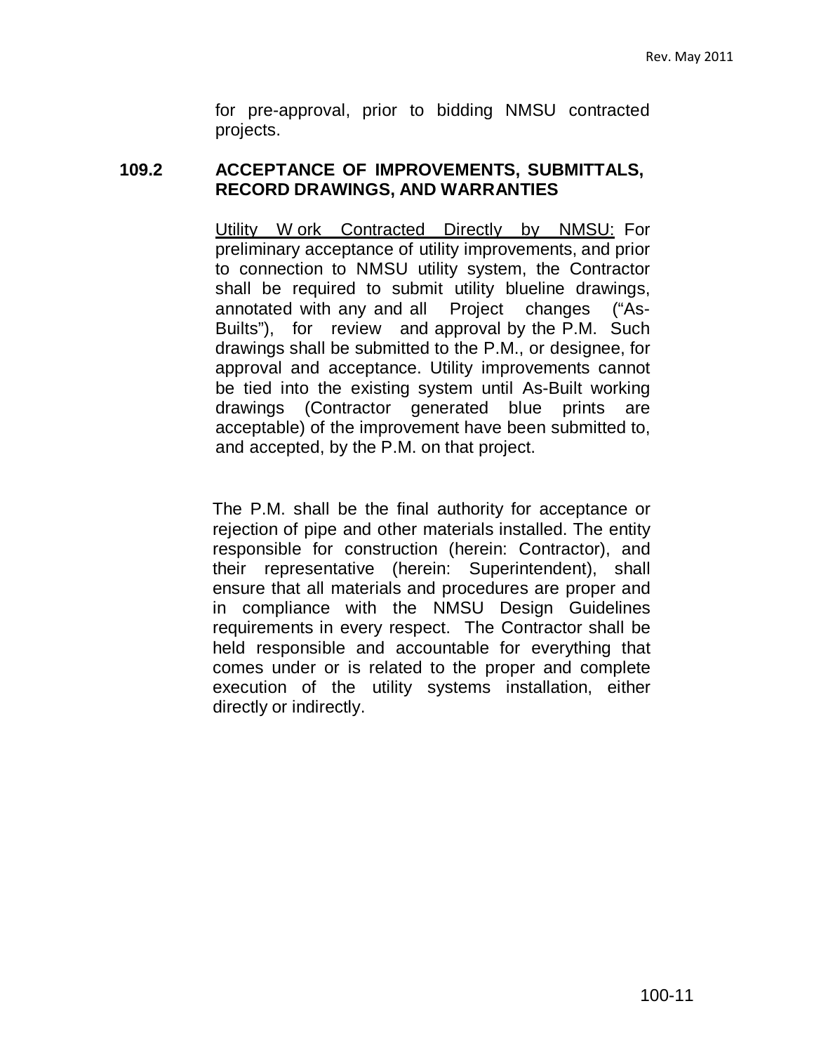for pre-approval, prior to bidding NMSU contracted projects.

## 109.2 ACCEPTANCE OF IMPROVEMENTS, SUBMITTALS, RECORD DRAWINGS, AND WARRANTIES

<u>Utility Work Contracted Directly by NMSU:</u> For preliminary acceptance of utility improvements, and prior to connection to NMSU utility system, the Contractor shall be required to submit utility blueline drawings, annotated with any and all Project changes ("As-Builts"), for review and approval by the P.M. Such drawings shall be submitted to the P.M., or designee, for approval and acceptance. Utility improvements cannot be tied into the existing system until As-Built working drawings (Contractor generated blue prints are acceptable) of the improvement have been submitted to, and accepted, by the P.M. on that project.

The P.M. shall be the final authority for acceptance or rejection of pipe and other materials installed. The entity responsible for construction (herein: Contractor), and their representative (herein: Superintendent), shall ensure that all materials and procedures are proper and in compliance with the NMSU Design Guidelines requirements in every respect. The Contractor shall be held responsible and accountable for everything that comes under or is related to the proper and complete execution of the utility systems installation, either directly or indirectly.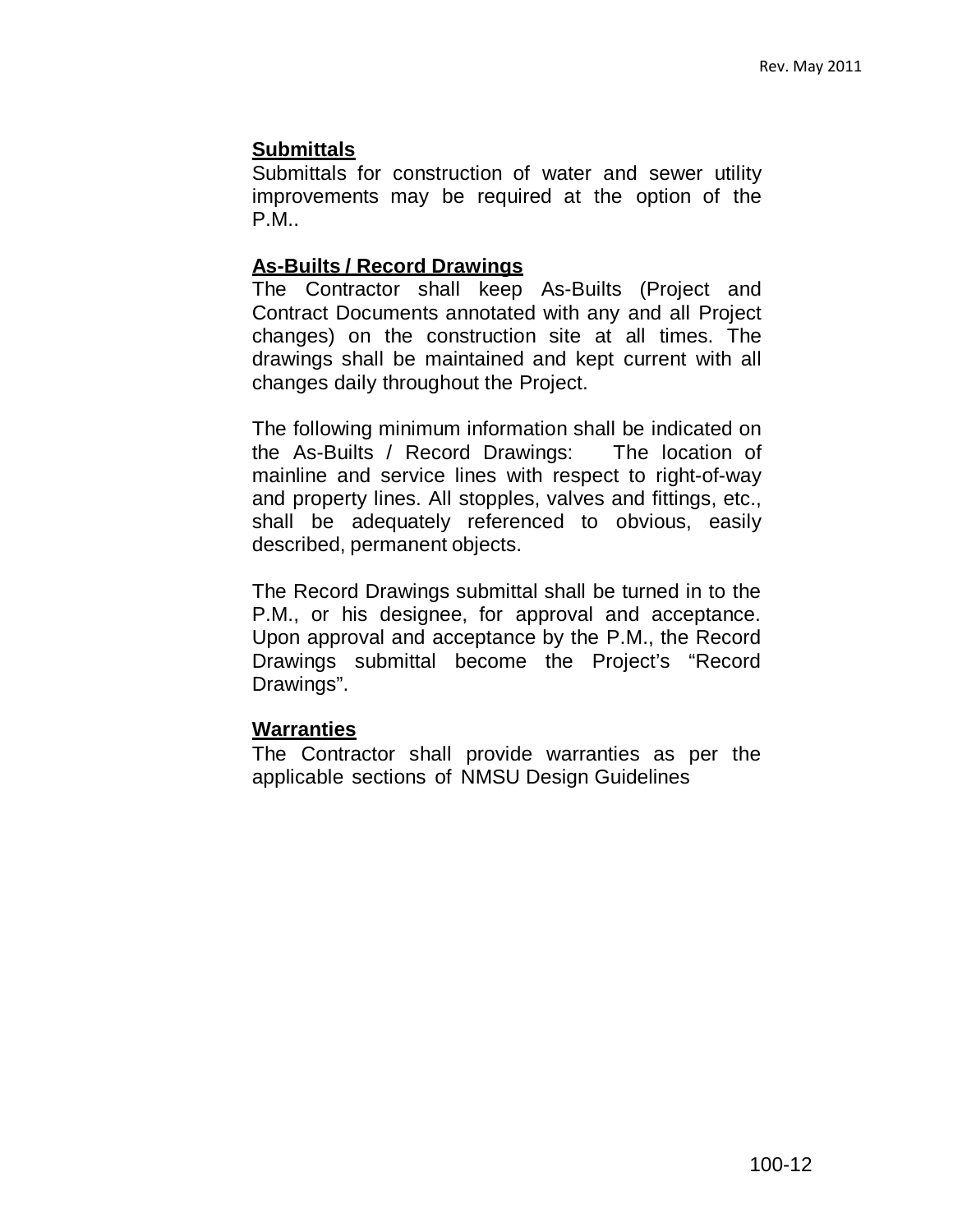**Submittals**

Submittals for construction of water and sewer utility improvements may be required at the option of the P.M..

**As-Builts / Record Drawings**

The Contractor shall keep As-Builts (Project and Contract Documents annotated with any and all Project changes) on the construction site at all times. The drawings shall be maintained and kept current with all changes daily throughout the Project.

The following minimum information shall be indicated on the As-Builts / Record Drawings: The location of mainline and service lines with respect to right-of-way and property lines. All stopples, valves and fittings, etc., shall be adequately referenced to obvious, easily described, permanent objects.

The Record Drawings submittal shall be turned in to the P.M., or his designee, for approval and acceptance. Upon approval and acceptance by the P.M., the Record Drawings submittal become the Project's "Record Drawings".

**Warranties**

The Contractor shall provide warranties as per the applicable sections of NMSU Design Guidelines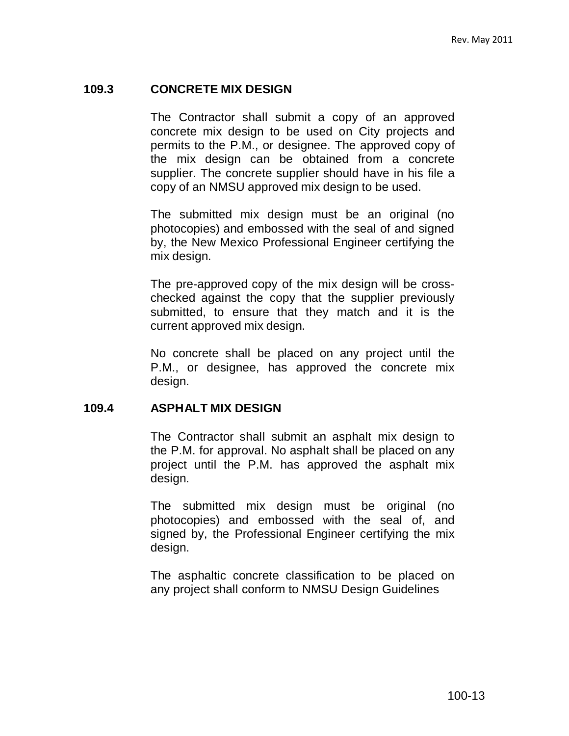## 109.3 CONCRETE MIX DESIGN

The Contractor shall submit a copy of an approved concrete mix design to be used on City projects and permits to the P.M., or designee. The approved copy of the mix design can be obtained from a concrete supplier. The concrete supplier should have in his file a copy of an NMSU approved mix design to be used.

The submitted mix design must be an original (no photocopies) and embossed with the seal of and signed by, the New Mexico Professional Engineer certifying the mix design.

The pre-approved copy of the mix design will be cross-checked against the copy that the supplier previously submitted, to ensure that they match and it is the current approved mix design.

No concrete shall be placed on any project until the P.M., or designee, has approved the concrete mix design.

## 109.4 ASPHALT MIX DESIGN

The Contractor shall submit an asphalt mix design to the P.M. for approval. No asphalt shall be placed on any project until the P.M. has approved the asphalt mix design.

The submitted mix design must be original (no photocopies) and embossed with the seal of, and signed by, the Professional Engineer certifying the mix design.

The asphaltic concrete classification to be placed on any project shall conform to NMSU Design Guidelines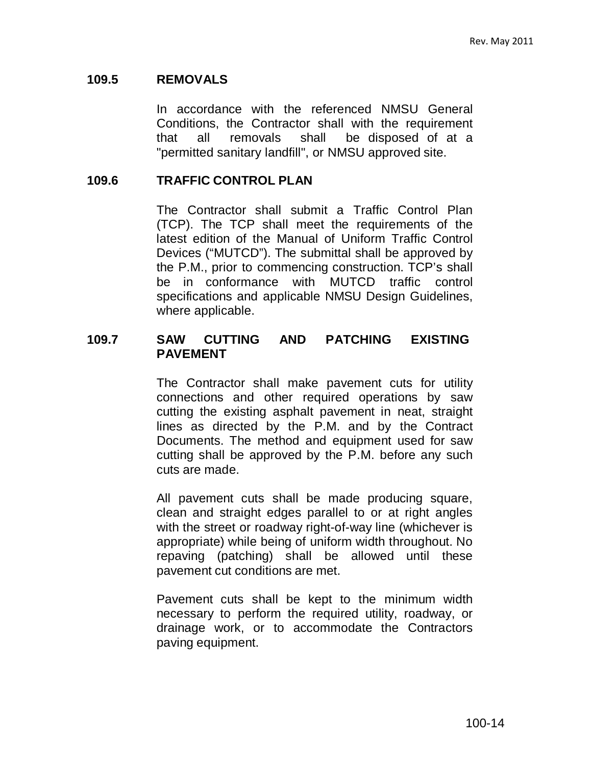## 109.5 REMOVALS

In accordance with the referenced NMSU General Conditions, the Contractor shall with the requirement that all removals shall be disposed of at a "permitted sanitary landfill", or NMSU approved site.

## 109.6 TRAFFIC CONTROL PLAN

The Contractor shall submit a Traffic Control Plan (TCP). The TCP shall meet the requirements of the latest edition of the Manual of Uniform Traffic Control Devices ("MUTCD"). The submittal shall be approved by the P.M., prior to commencing construction. TCP's shall be in conformance with MUTCD traffic control specifications and applicable NMSU Design Guidelines, where applicable.

## 109.7 SAW CUTTING AND PATCHING EXISTING PAVEMENT

The Contractor shall make pavement cuts for utility connections and other required operations by saw cutting the existing asphalt pavement in neat, straight lines as directed by the P.M. and by the Contract Documents. The method and equipment used for saw cutting shall be approved by the P.M. before any such cuts are made.

All pavement cuts shall be made producing square, clean and straight edges parallel to or at right angles with the street or roadway right-of-way line (whichever is appropriate) while being of uniform width throughout. No repaving (patching) shall be allowed until these pavement cut conditions are met.

Pavement cuts shall be kept to the minimum width necessary to perform the required utility, roadway, or drainage work, or to accommodate the Contractors paving equipment.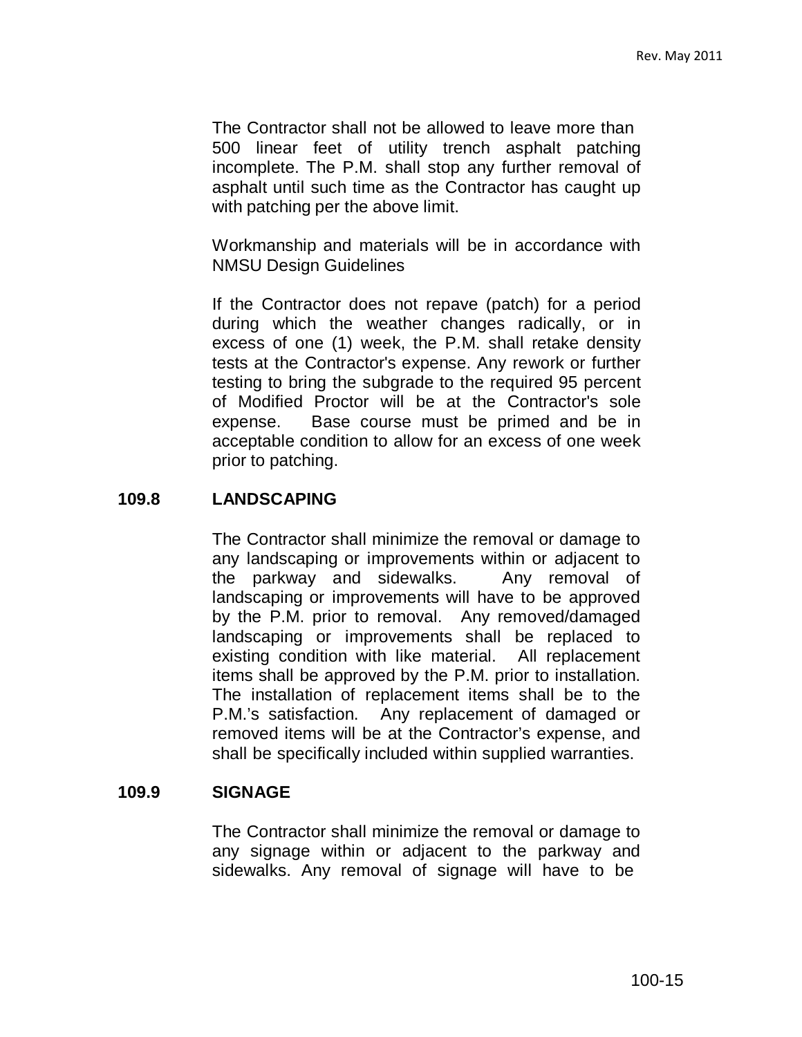The Contractor shall not be allowed to leave more than 500 linear feet of utility trench asphalt patching incomplete. The P.M. shall stop any further removal of asphalt until such time as the Contractor has caught up with patching per the above limit.

Workmanship and materials will be in accordance with NMSU Design Guidelines

If the Contractor does not repave (patch) for a period during which the weather changes radically, or in excess of one (1) week, the P.M. shall retake density tests at the Contractor's expense. Any rework or further testing to bring the subgrade to the required 95 percent of Modified Proctor will be at the Contractor's sole expense. Base course must be primed and be in acceptable condition to allow for an excess of one week prior to patching.

## 109.8 LANDSCAPING

The Contractor shall minimize the removal or damage to any landscaping or improvements within or adjacent to the parkway and sidewalks. Any removal of landscaping or improvements will have to be approved by the P.M. prior to removal. Any removed/damaged landscaping or improvements shall be replaced to existing condition with like material. All replacement items shall be approved by the P.M. prior to installation. The installation of replacement items shall be to the P.M.'s satisfaction. Any replacement of damaged or removed items will be at the Contractor's expense, and shall be specifically included within supplied warranties.

## 109.9 SIGNAGE

The Contractor shall minimize the removal or damage to any signage within or adjacent to the parkway and sidewalks. Any removal of signage will have to be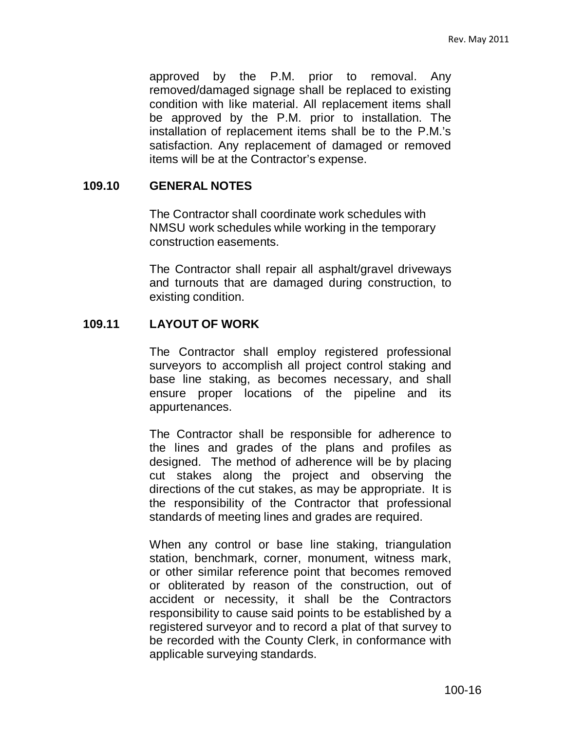approved by the P.M. prior to removal. Any removed/damaged signage shall be replaced to existing condition with like material. All replacement items shall be approved by the P.M. prior to installation. The installation of replacement items shall be to the P.M.'s satisfaction. Any replacement of damaged or removed items will be at the Contractor's expense.

## 109.10 GENERAL NOTES

The Contractor shall coordinate work schedules with NMSU work schedules while working in the temporary construction easements.

The Contractor shall repair all asphalt/gravel driveways and turnouts that are damaged during construction, to existing condition.

## 109.11 LAYOUT OF WORK

The Contractor shall employ registered professional surveyors to accomplish all project control staking and base line staking, as becomes necessary, and shall ensure proper locations of the pipeline and its appurtenances.

The Contractor shall be responsible for adherence to the lines and grades of the plans and profiles as designed. The method of adherence will be by placing cut stakes along the project and observing the directions of the cut stakes, as may be appropriate. It is the responsibility of the Contractor that professional standards of meeting lines and grades are required.

When any control or base line staking, triangulation station, benchmark, corner, monument, witness mark, or other similar reference point that becomes removed or obliterated by reason of the construction, out of accident or necessity, it shall be the Contractors responsibility to cause said points to be established by a registered surveyor and to record a plat of that survey to be recorded with the County Clerk, in conformance with applicable surveying standards.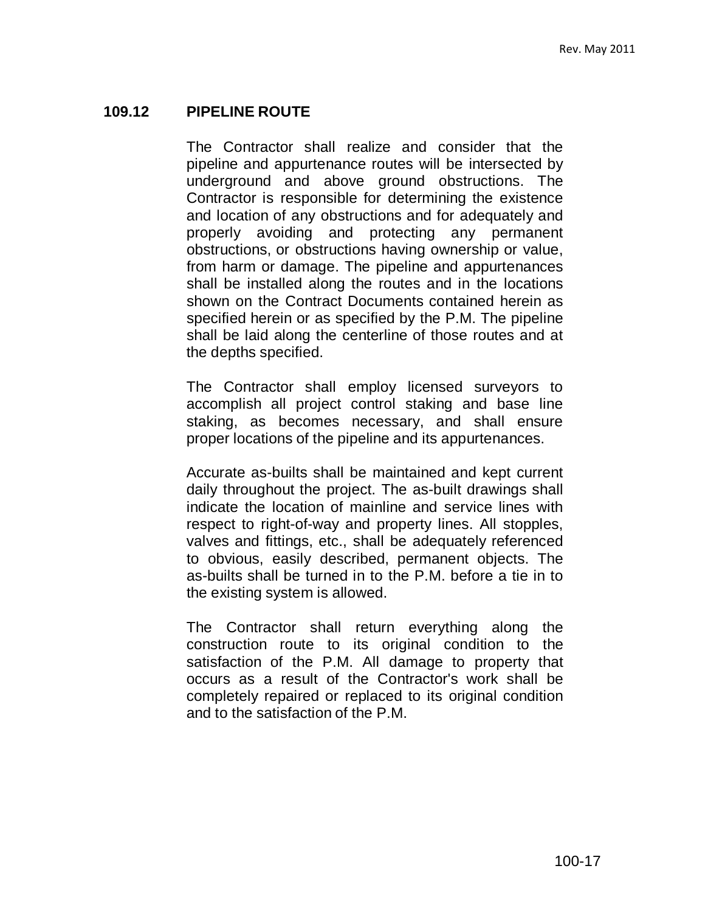## 109.12 PIPELINE ROUTE

The Contractor shall realize and consider that the pipeline and appurtenance routes will be intersected by underground and above ground obstructions. The Contractor is responsible for determining the existence and location of any obstructions and for adequately and properly avoiding and protecting any permanent obstructions, or obstructions having ownership or value, from harm or damage. The pipeline and appurtenances shall be installed along the routes and in the locations shown on the Contract Documents contained herein as specified herein or as specified by the P.M. The pipeline shall be laid along the centerline of those routes and at the depths specified.

The Contractor shall employ licensed surveyors to accomplish all project control staking and base line staking, as becomes necessary, and shall ensure proper locations of the pipeline and its appurtenances.

Accurate as-builts shall be maintained and kept current daily throughout the project. The as-built drawings shall indicate the location of mainline and service lines with respect to right-of-way and property lines. All stopples, valves and fittings, etc., shall be adequately referenced to obvious, easily described, permanent objects. The as-builts shall be turned in to the P.M. before a tie in to the existing system is allowed.

The Contractor shall return everything along the construction route to its original condition to the satisfaction of the P.M. All damage to property that occurs as a result of the Contractor's work shall be completely repaired or replaced to its original condition and to the satisfaction of the P.M.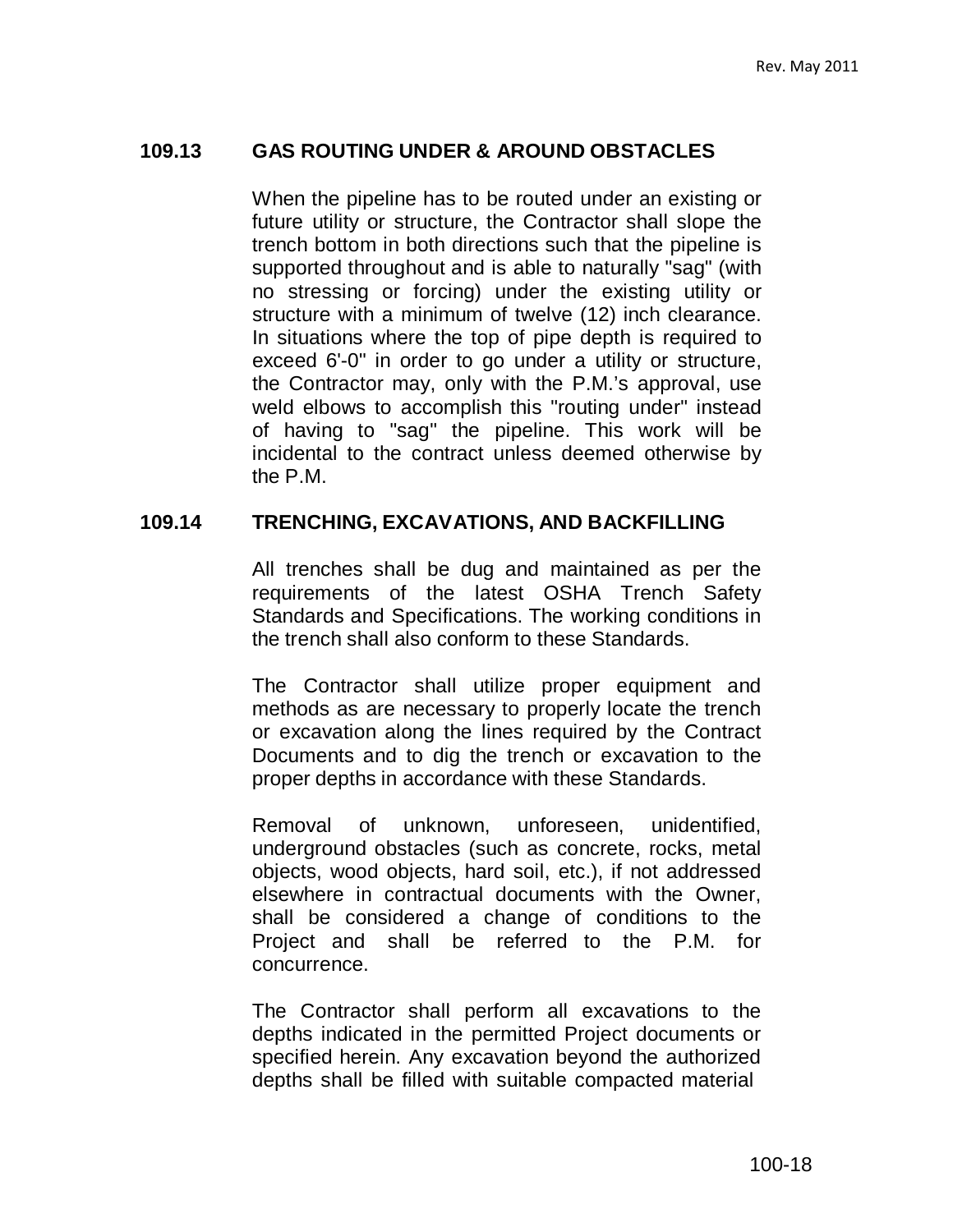## 109.13 GAS ROUTING UNDER & AROUND OBSTACLES

When the pipeline has to be routed under an existing or future utility or structure, the Contractor shall slope the trench bottom in both directions such that the pipeline is supported throughout and is able to naturally "sag" (with no stressing or forcing) under the existing utility or structure with a minimum of twelve (12) inch clearance. In situations where the top of pipe depth is required to exceed 6'-0" in order to go under a utility or structure, the Contractor may, only with the P.M.'s approval, use weld elbows to accomplish this "routing under" instead of having to "sag" the pipeline. This work will be incidental to the contract unless deemed otherwise by the P.M.

## 109.14 TRENCHING, EXCAVATIONS, AND BACKFILLING

All trenches shall be dug and maintained as per the requirements of the latest OSHA Trench Safety Standards and Specifications. The working conditions in the trench shall also conform to these Standards.

The Contractor shall utilize proper equipment and methods as are necessary to properly locate the trench or excavation along the lines required by the Contract Documents and to dig the trench or excavation to the proper depths in accordance with these Standards.

Removal of unknown, unforeseen, unidentified, underground obstacles (such as concrete, rocks, metal objects, wood objects, hard soil, etc.), if not addressed elsewhere in contractual documents with the Owner, shall be considered a change of conditions to the Project and shall be referred to the P.M. for concurrence.

The Contractor shall perform all excavations to the depths indicated in the permitted Project documents or specified herein. Any excavation beyond the authorized depths shall be filled with suitable compacted material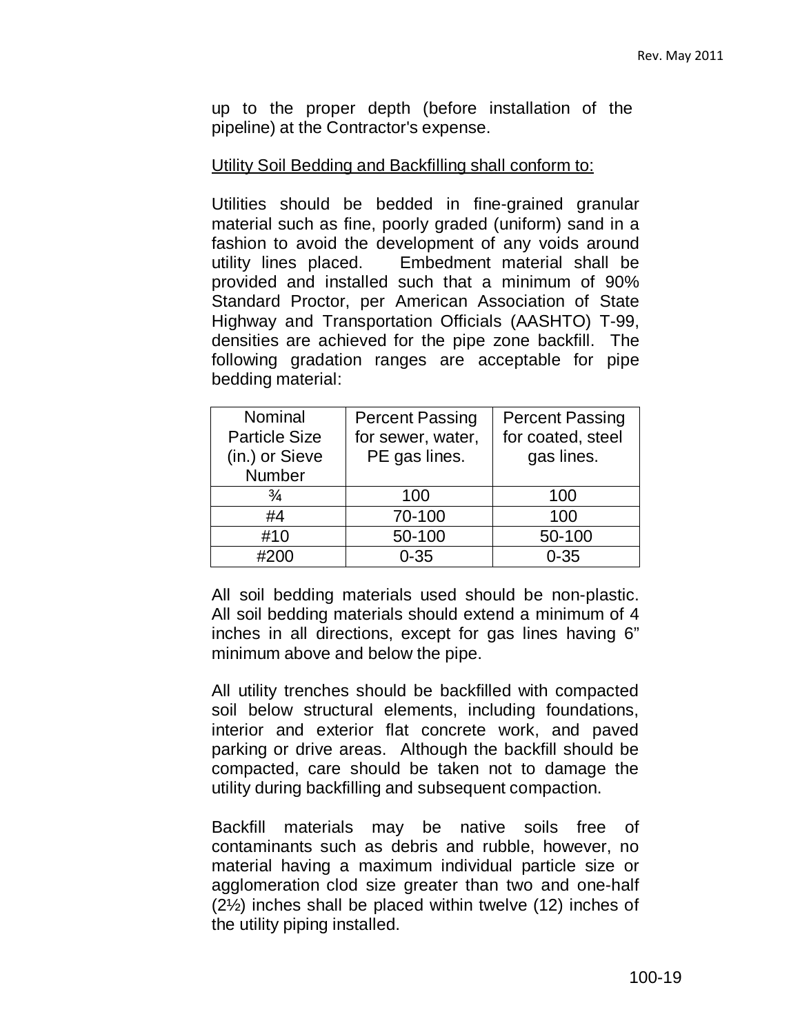up to the proper depth (before installation of the pipeline) at the Contractor's expense.

<u>Utility Soil Bedding and Backfilling shall conform to:</u>

Utilities should be bedded in fine-grained granular material such as fine, poorly graded (uniform) sand in a fashion to avoid the development of any voids around utility lines placed. Embedment material shall be provided and installed such that a minimum of 90% Standard Proctor, per American Association of State Highway and Transportation Officials (AASHTO) T-99, densities are achieved for the pipe zone backfill. The following gradation ranges are acceptable for pipe bedding material:

| Nominal Particle Size (in.) or Sieve Number | Percent Passing for sewer, water, PE gas lines. | Percent Passing for coated, steel gas lines. |
|---|---|---|
| ¾ | 100 | 100 |
| #4 | 70-100 | 100 |
| #10 | 50-100 | 50-100 |
| #200 | 0-35 | 0-35 |

All soil bedding materials used should be non-plastic. All soil bedding materials should extend a minimum of 4 inches in all directions, except for gas lines having 6" minimum above and below the pipe.

All utility trenches should be backfilled with compacted soil below structural elements, including foundations, interior and exterior flat concrete work, and paved parking or drive areas. Although the backfill should be compacted, care should be taken not to damage the utility during backfilling and subsequent compaction.

Backfill materials may be native soils free of contaminants such as debris and rubble, however, no material having a maximum individual particle size or agglomeration clod size greater than two and one-half (2½) inches shall be placed within twelve (12) inches of the utility piping installed.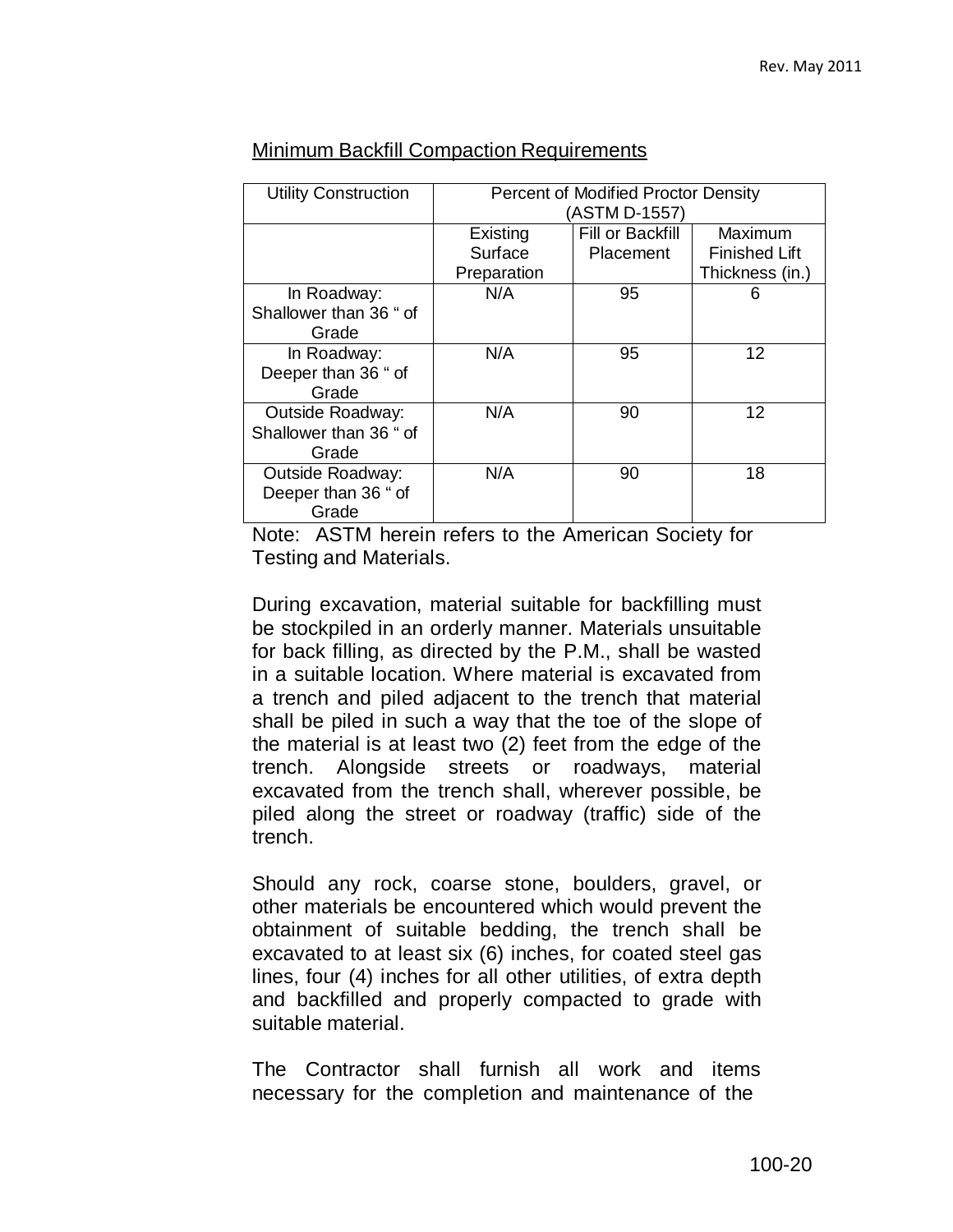Minimum Backfill Compaction Requirements

| Utility Construction | Percent of Modified Proctor Density (ASTM D-1557) | | |
|---|---|---|---|
| | Existing Surface Preparation | Fill or Backfill Placement | Maximum Finished Lift Thickness (in.) |
| In Roadway: Shallower than 36 " of Grade | N/A | 95 | 6 |
| In Roadway: Deeper than 36 " of Grade | N/A | 95 | 12 |
| Outside Roadway: Shallower than 36 " of Grade | N/A | 90 | 12 |
| Outside Roadway: Deeper than 36 " of Grade | N/A | 90 | 18 |

Note: ASTM herein refers to the American Society for Testing and Materials.

During excavation, material suitable for backfilling must be stockpiled in an orderly manner. Materials unsuitable for back filling, as directed by the P.M., shall be wasted in a suitable location. Where material is excavated from a trench and piled adjacent to the trench that material shall be piled in such a way that the toe of the slope of the material is at least two (2) feet from the edge of the trench. Alongside streets or roadways, material excavated from the trench shall, wherever possible, be piled along the street or roadway (traffic) side of the trench.

Should any rock, coarse stone, boulders, gravel, or other materials be encountered which would prevent the obtainment of suitable bedding, the trench shall be excavated to at least six (6) inches, for coated steel gas lines, four (4) inches for all other utilities, of extra depth and backfilled and properly compacted to grade with suitable material.

The Contractor shall furnish all work and items necessary for the completion and maintenance of the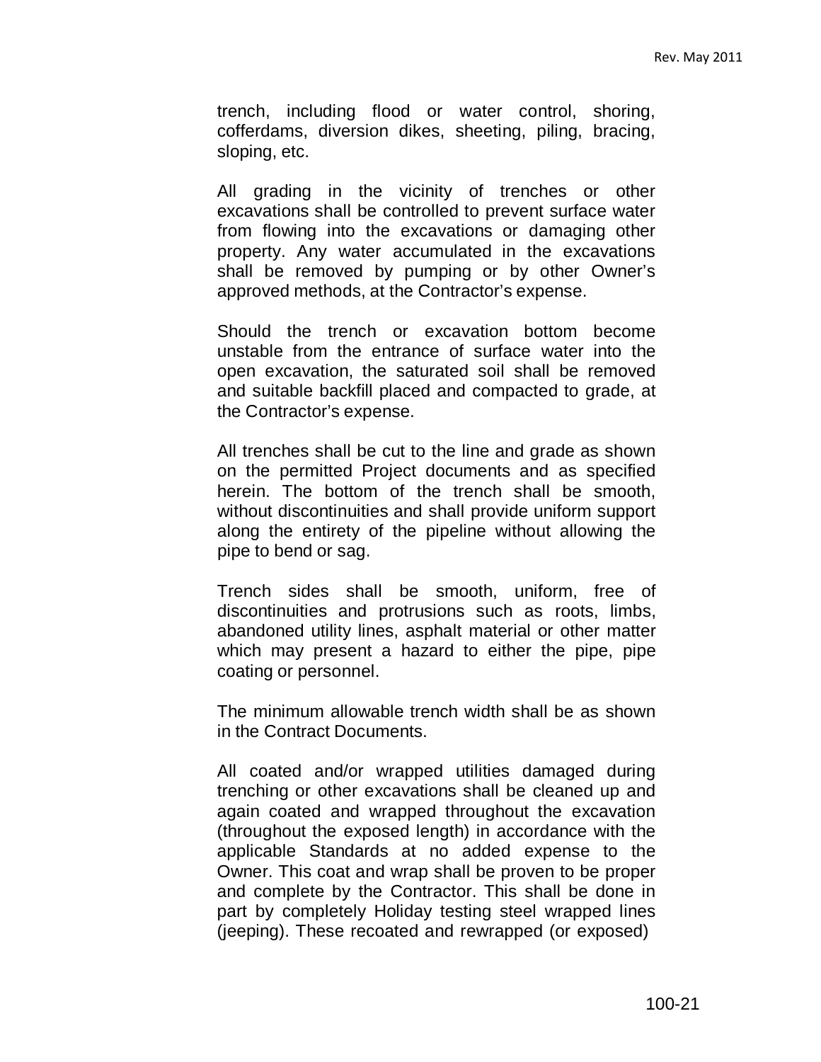trench, including flood or water control, shoring, cofferdams, diversion dikes, sheeting, piling, bracing, sloping, etc.

All grading in the vicinity of trenches or other excavations shall be controlled to prevent surface water from flowing into the excavations or damaging other property. Any water accumulated in the excavations shall be removed by pumping or by other Owner's approved methods, at the Contractor's expense.

Should the trench or excavation bottom become unstable from the entrance of surface water into the open excavation, the saturated soil shall be removed and suitable backfill placed and compacted to grade, at the Contractor's expense.

All trenches shall be cut to the line and grade as shown on the permitted Project documents and as specified herein. The bottom of the trench shall be smooth, without discontinuities and shall provide uniform support along the entirety of the pipeline without allowing the pipe to bend or sag.

Trench sides shall be smooth, uniform, free of discontinuities and protrusions such as roots, limbs, abandoned utility lines, asphalt material or other matter which may present a hazard to either the pipe, pipe coating or personnel.

The minimum allowable trench width shall be as shown in the Contract Documents.

All coated and/or wrapped utilities damaged during trenching or other excavations shall be cleaned up and again coated and wrapped throughout the excavation (throughout the exposed length) in accordance with the applicable Standards at no added expense to the Owner. This coat and wrap shall be proven to be proper and complete by the Contractor. This shall be done in part by completely Holiday testing steel wrapped lines (jeeping). These recoated and rewrapped (or exposed)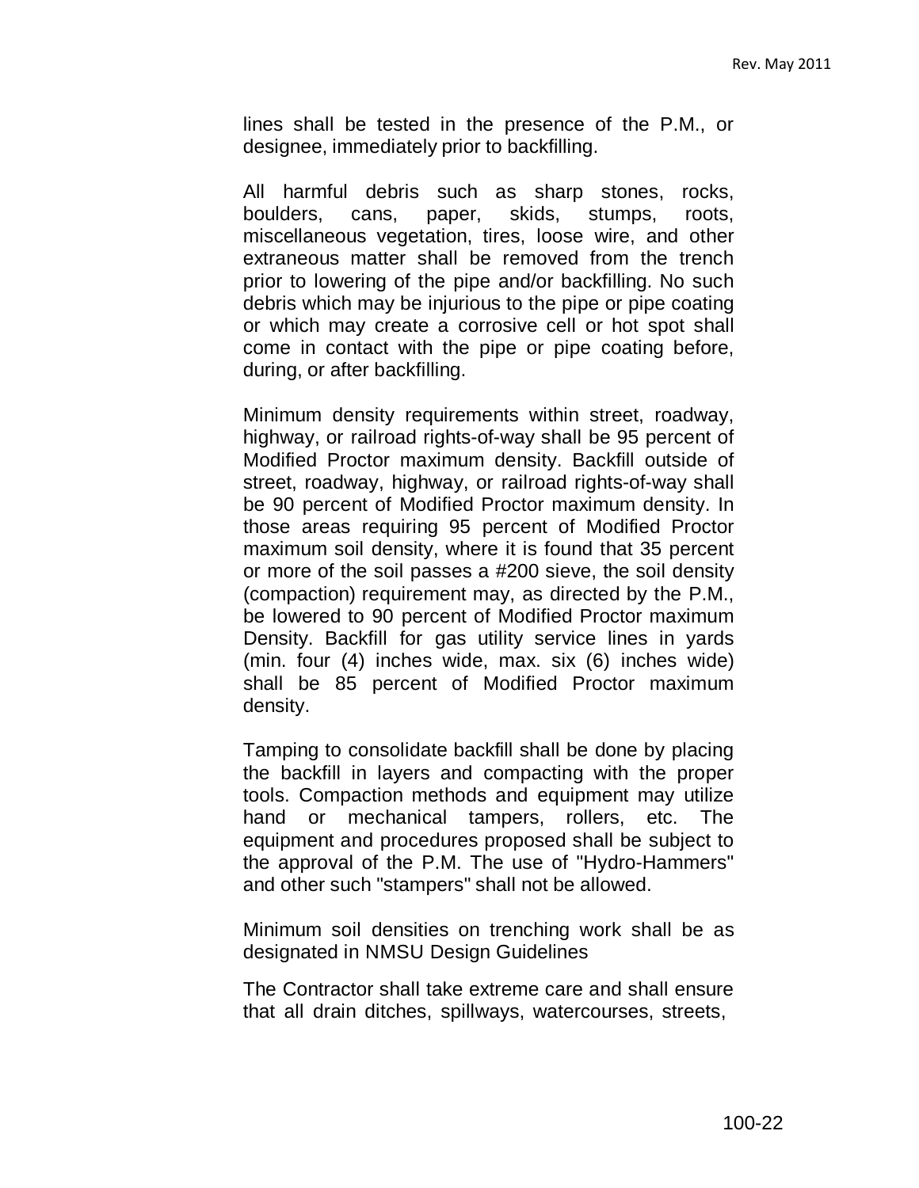lines shall be tested in the presence of the P.M., or designee, immediately prior to backfilling.

All harmful debris such as sharp stones, rocks, boulders, cans, paper, skids, stumps, roots, miscellaneous vegetation, tires, loose wire, and other extraneous matter shall be removed from the trench prior to lowering of the pipe and/or backfilling. No such debris which may be injurious to the pipe or pipe coating or which may create a corrosive cell or hot spot shall come in contact with the pipe or pipe coating before, during, or after backfilling.

Minimum density requirements within street, roadway, highway, or railroad rights-of-way shall be 95 percent of Modified Proctor maximum density. Backfill outside of street, roadway, highway, or railroad rights-of-way shall be 90 percent of Modified Proctor maximum density. In those areas requiring 95 percent of Modified Proctor maximum soil density, where it is found that 35 percent or more of the soil passes a #200 sieve, the soil density (compaction) requirement may, as directed by the P.M., be lowered to 90 percent of Modified Proctor maximum Density. Backfill for gas utility service lines in yards (min. four (4) inches wide, max. six (6) inches wide) shall be 85 percent of Modified Proctor maximum density.

Tamping to consolidate backfill shall be done by placing the backfill in layers and compacting with the proper tools. Compaction methods and equipment may utilize hand or mechanical tampers, rollers, etc. The equipment and procedures proposed shall be subject to the approval of the P.M. The use of "Hydro-Hammers" and other such "stampers" shall not be allowed.

Minimum soil densities on trenching work shall be as designated in NMSU Design Guidelines

The Contractor shall take extreme care and shall ensure that all drain ditches, spillways, watercourses, streets,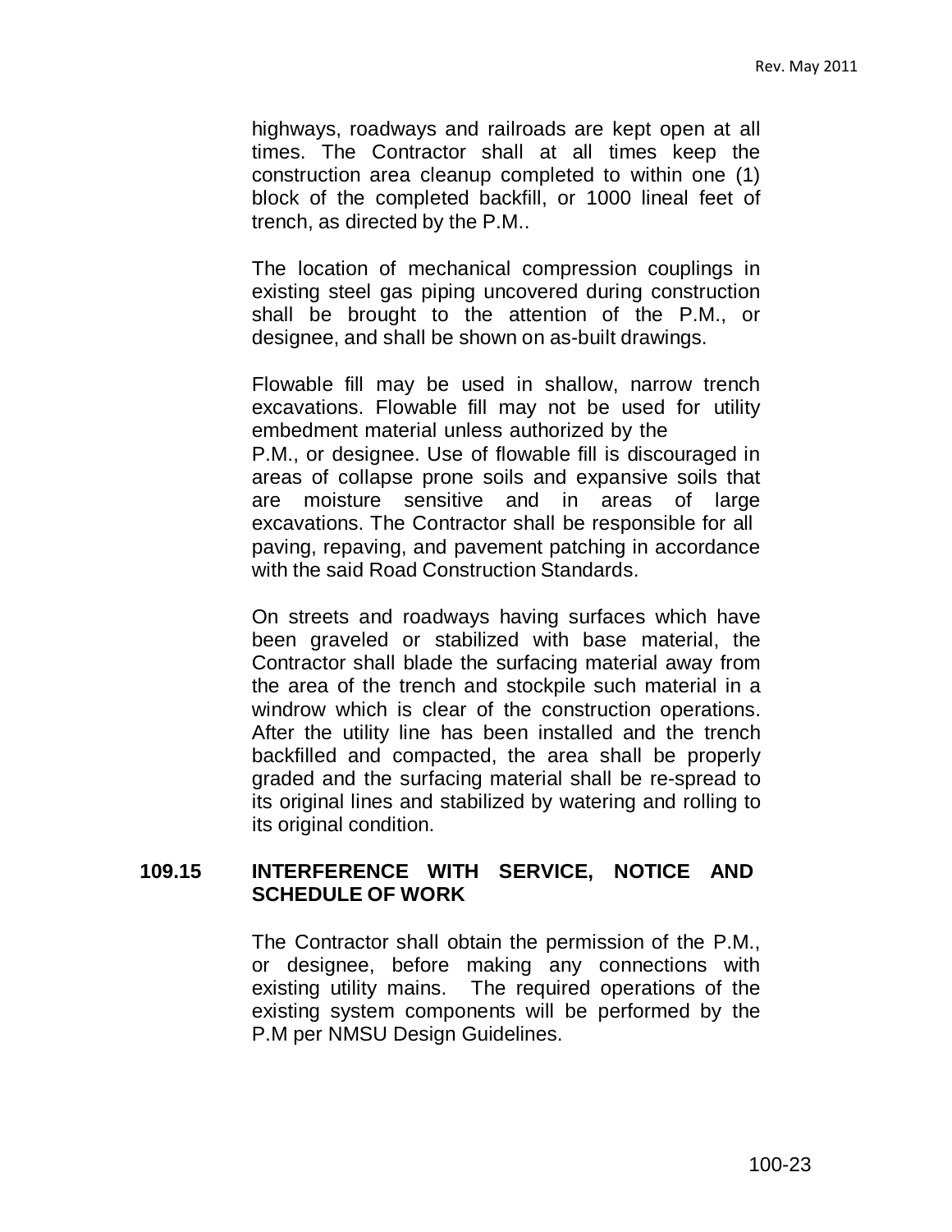highways, roadways and railroads are kept open at all times. The Contractor shall at all times keep the construction area cleanup completed to within one (1) block of the completed backfill, or 1000 lineal feet of trench, as directed by the P.M..

The location of mechanical compression couplings in existing steel gas piping uncovered during construction shall be brought to the attention of the P.M., or designee, and shall be shown on as-built drawings.

Flowable fill may be used in shallow, narrow trench excavations. Flowable fill may not be used for utility embedment material unless authorized by the P.M., or designee. Use of flowable fill is discouraged in areas of collapse prone soils and expansive soils that are moisture sensitive and in areas of large excavations. The Contractor shall be responsible for all paving, repaving, and pavement patching in accordance with the said Road Construction Standards.

On streets and roadways having surfaces which have been graveled or stabilized with base material, the Contractor shall blade the surfacing material away from the area of the trench and stockpile such material in a windrow which is clear of the construction operations. After the utility line has been installed and the trench backfilled and compacted, the area shall be properly graded and the surfacing material shall be re-spread to its original lines and stabilized by watering and rolling to its original condition.

## 109.15 INTERFERENCE WITH SERVICE, NOTICE AND SCHEDULE OF WORK

The Contractor shall obtain the permission of the P.M., or designee, before making any connections with existing utility mains. The required operations of the existing system components will be performed by the P.M per NMSU Design Guidelines.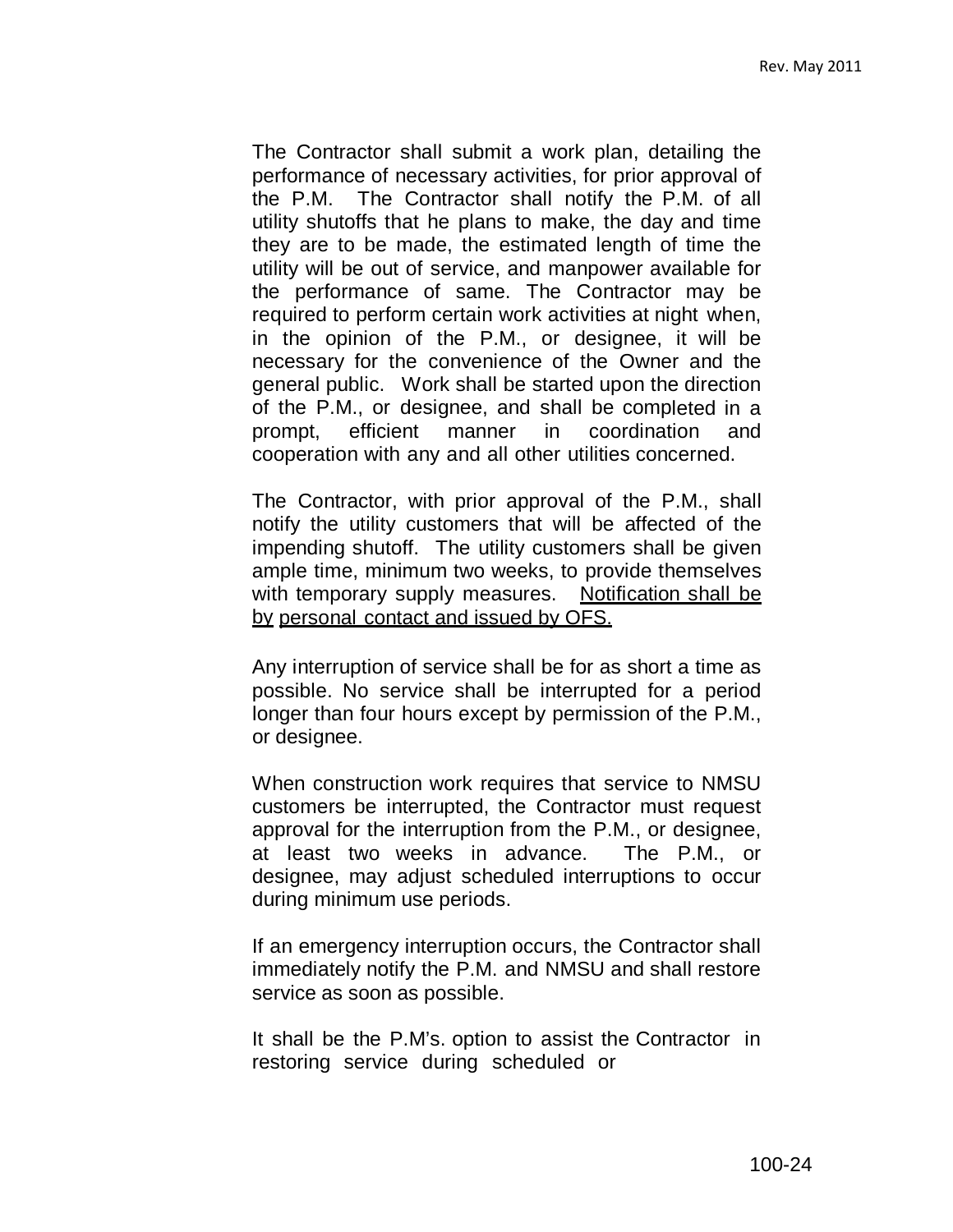The Contractor shall submit a work plan, detailing the performance of necessary activities, for prior approval of the P.M. The Contractor shall notify the P.M. of all utility shutoffs that he plans to make, the day and time they are to be made, the estimated length of time the utility will be out of service, and manpower available for the performance of same. The Contractor may be required to perform certain work activities at night when, in the opinion of the P.M., or designee, it will be necessary for the convenience of the Owner and the general public. Work shall be started upon the direction of the P.M., or designee, and shall be completed in a prompt, efficient manner in coordination and cooperation with any and all other utilities concerned.

The Contractor, with prior approval of the P.M., shall notify the utility customers that will be affected of the impending shutoff. The utility customers shall be given ample time, minimum two weeks, to provide themselves with temporary supply measures. <u>Notification shall be by personal contact and issued by OFS.</u>

Any interruption of service shall be for as short a time as possible. No service shall be interrupted for a period longer than four hours except by permission of the P.M., or designee.

When construction work requires that service to NMSU customers be interrupted, the Contractor must request approval for the interruption from the P.M., or designee, at least two weeks in advance. The P.M., or designee, may adjust scheduled interruptions to occur during minimum use periods.

If an emergency interruption occurs, the Contractor shall immediately notify the P.M. and NMSU and shall restore service as soon as possible.

It shall be the P.M's. option to assist the Contractor in restoring service during scheduled or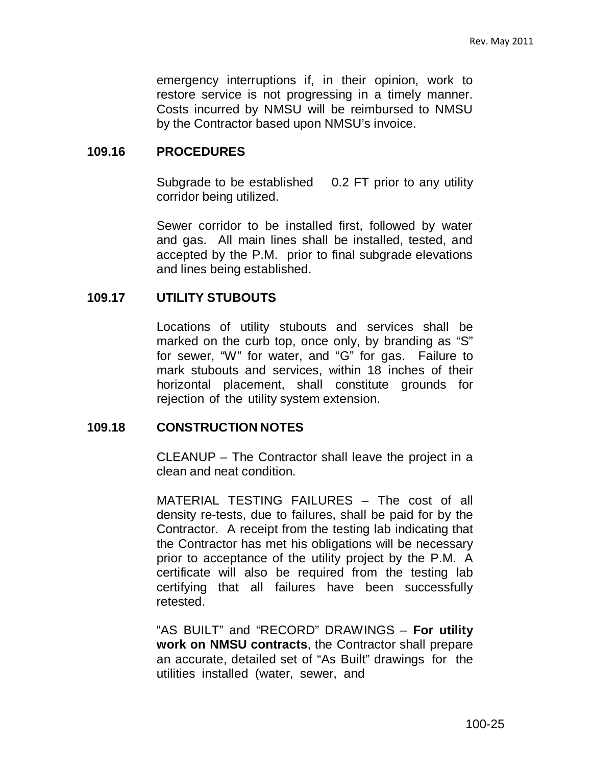emergency interruptions if, in their opinion, work to restore service is not progressing in a timely manner. Costs incurred by NMSU will be reimbursed to NMSU by the Contractor based upon NMSU's invoice.

### 109.16 PROCEDURES

Subgrade to be established 0.2 FT prior to any utility corridor being utilized.

Sewer corridor to be installed first, followed by water and gas. All main lines shall be installed, tested, and accepted by the P.M. prior to final subgrade elevations and lines being established.

### 109.17 UTILITY STUBOUTS

Locations of utility stubouts and services shall be marked on the curb top, once only, by branding as "S" for sewer, "W" for water, and "G" for gas. Failure to mark stubouts and services, within 18 inches of their horizontal placement, shall constitute grounds for rejection of the utility system extension.

### 109.18 CONSTRUCTION NOTES

CLEANUP – The Contractor shall leave the project in a clean and neat condition.

MATERIAL TESTING FAILURES – The cost of all density re-tests, due to failures, shall be paid for by the Contractor. A receipt from the testing lab indicating that the Contractor has met his obligations will be necessary prior to acceptance of the utility project by the P.M. A certificate will also be required from the testing lab certifying that all failures have been successfully retested.

"AS BUILT" and "RECORD" DRAWINGS – **For utility work on NMSU contracts**, the Contractor shall prepare an accurate, detailed set of "As Built" drawings for the utilities installed (water, sewer, and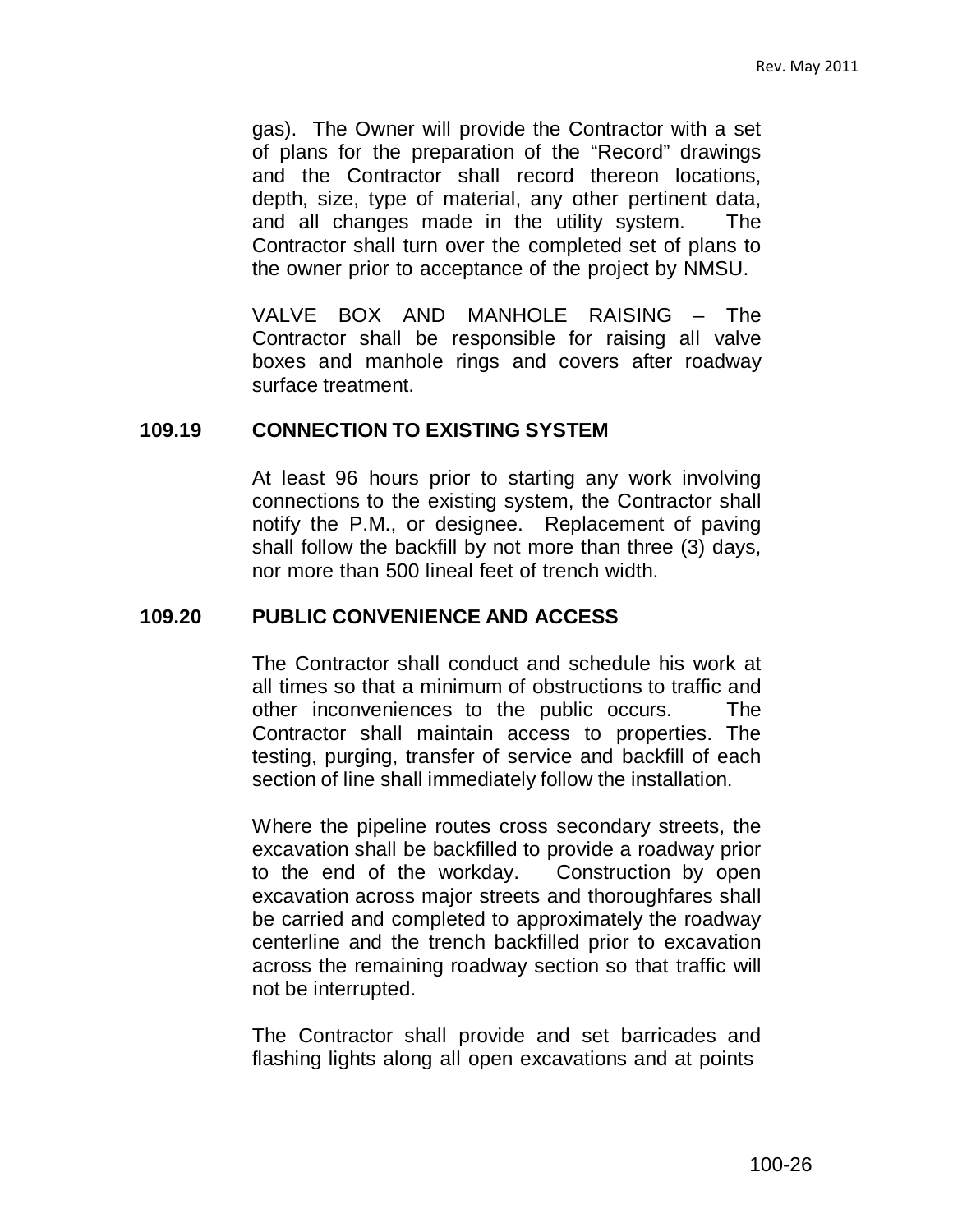gas). The Owner will provide the Contractor with a set of plans for the preparation of the "Record" drawings and the Contractor shall record thereon locations, depth, size, type of material, any other pertinent data, and all changes made in the utility system. The Contractor shall turn over the completed set of plans to the owner prior to acceptance of the project by NMSU.

VALVE BOX AND MANHOLE RAISING – The Contractor shall be responsible for raising all valve boxes and manhole rings and covers after roadway surface treatment.

## 109.19 CONNECTION TO EXISTING SYSTEM

At least 96 hours prior to starting any work involving connections to the existing system, the Contractor shall notify the P.M., or designee. Replacement of paving shall follow the backfill by not more than three (3) days, nor more than 500 lineal feet of trench width.

## 109.20 PUBLIC CONVENIENCE AND ACCESS

The Contractor shall conduct and schedule his work at all times so that a minimum of obstructions to traffic and other inconveniences to the public occurs. The Contractor shall maintain access to properties. The testing, purging, transfer of service and backfill of each section of line shall immediately follow the installation.

Where the pipeline routes cross secondary streets, the excavation shall be backfilled to provide a roadway prior to the end of the workday. Construction by open excavation across major streets and thoroughfares shall be carried and completed to approximately the roadway centerline and the trench backfilled prior to excavation across the remaining roadway section so that traffic will not be interrupted.

The Contractor shall provide and set barricades and flashing lights along all open excavations and at points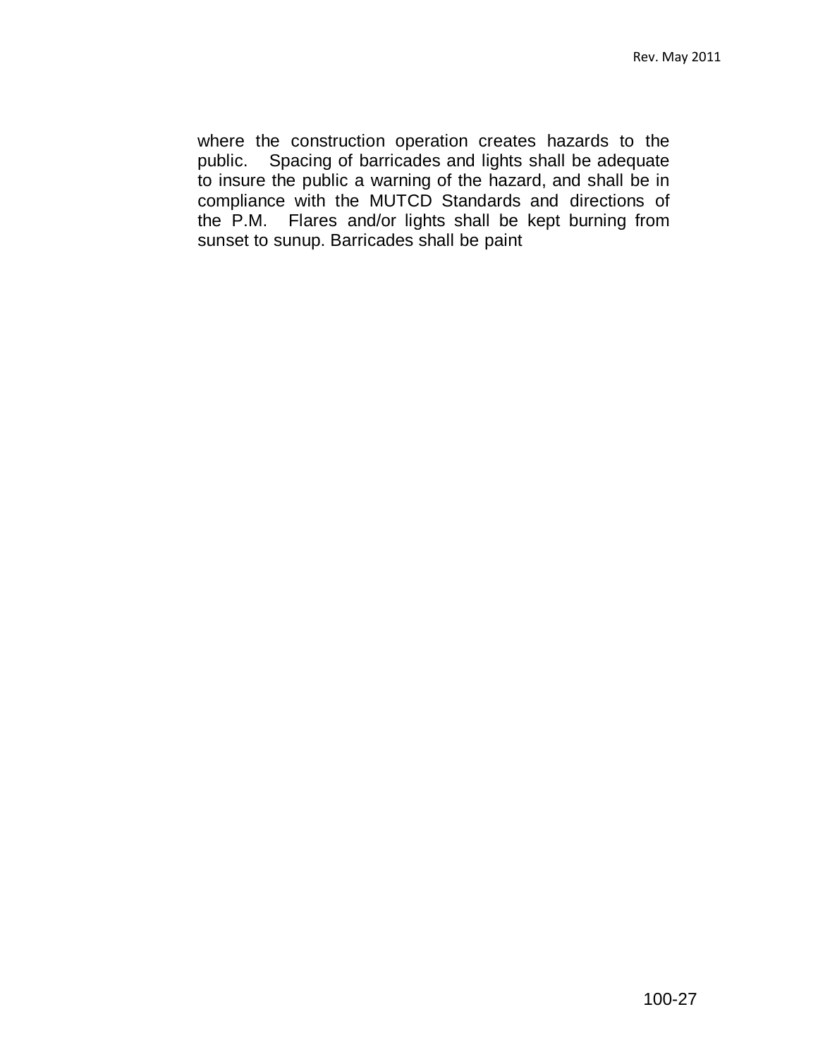where the construction operation creates hazards to the public. Spacing of barricades and lights shall be adequate to insure the public a warning of the hazard, and shall be in compliance with the MUTCD Standards and directions of the P.M. Flares and/or lights shall be kept burning from sunset to sunup. Barricades shall be paint